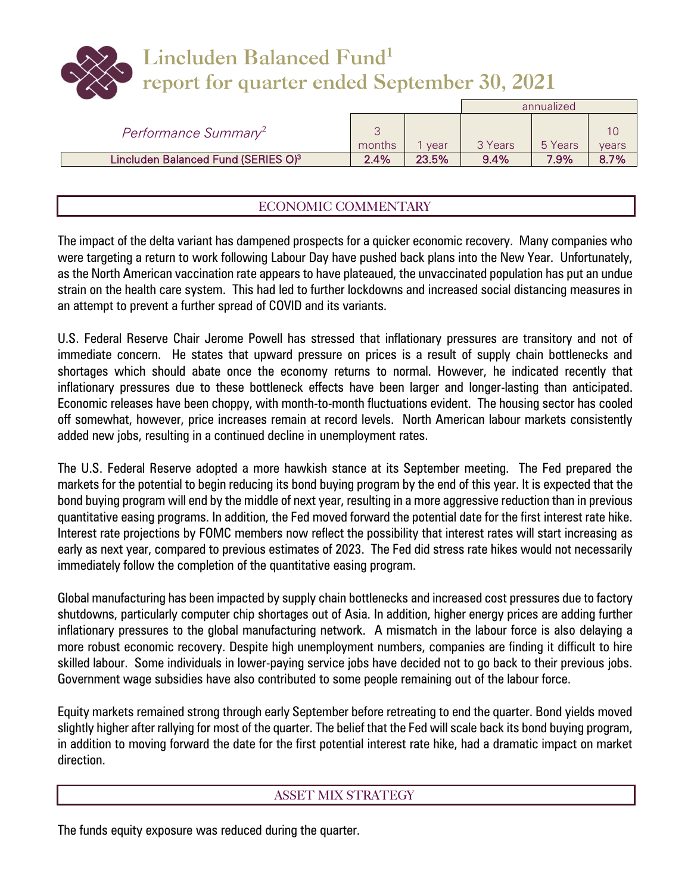# Lincluden Balanced Fund[1]
# report for quarter ended September 30, 2021

| *Performance Summary*[2] | 3 months | 1 year | annualized 3 Years | 5 Years | 10 years |
|---|---|---|---|---|---|
| Lincluden Balanced Fund (SERIES O)[3] | 2.4% | 23.5% | 9.4% | 7.9% | 8.7% |

## ECONOMIC COMMENTARY

The impact of the delta variant has dampened prospects for a quicker economic recovery. Many companies who were targeting a return to work following Labour Day have pushed back plans into the New Year. Unfortunately, as the North American vaccination rate appears to have plateaued, the unvaccinated population has put an undue strain on the health care system. This had led to further lockdowns and increased social distancing measures in an attempt to prevent a further spread of COVID and its variants.

U.S. Federal Reserve Chair Jerome Powell has stressed that inflationary pressures are transitory and not of immediate concern. He states that upward pressure on prices is a result of supply chain bottlenecks and shortages which should abate once the economy returns to normal. However, he indicated recently that inflationary pressures due to these bottleneck effects have been larger and longer-lasting than anticipated. Economic releases have been choppy, with month-to-month fluctuations evident. The housing sector has cooled off somewhat, however, price increases remain at record levels. North American labour markets consistently added new jobs, resulting in a continued decline in unemployment rates.

The U.S. Federal Reserve adopted a more hawkish stance at its September meeting. The Fed prepared the markets for the potential to begin reducing its bond buying program by the end of this year. It is expected that the bond buying program will end by the middle of next year, resulting in a more aggressive reduction than in previous quantitative easing programs. In addition, the Fed moved forward the potential date for the first interest rate hike. Interest rate projections by FOMC members now reflect the possibility that interest rates will start increasing as early as next year, compared to previous estimates of 2023. The Fed did stress rate hikes would not necessarily immediately follow the completion of the quantitative easing program.

Global manufacturing has been impacted by supply chain bottlenecks and increased cost pressures due to factory shutdowns, particularly computer chip shortages out of Asia. In addition, higher energy prices are adding further inflationary pressures to the global manufacturing network. A mismatch in the labour force is also delaying a more robust economic recovery. Despite high unemployment numbers, companies are finding it difficult to hire skilled labour. Some individuals in lower-paying service jobs have decided not to go back to their previous jobs. Government wage subsidies have also contributed to some people remaining out of the labour force.

Equity markets remained strong through early September before retreating to end the quarter. Bond yields moved slightly higher after rallying for most of the quarter. The belief that the Fed will scale back its bond buying program, in addition to moving forward the date for the first potential interest rate hike, had a dramatic impact on market direction.

## ASSET MIX STRATEGY

The funds equity exposure was reduced during the quarter.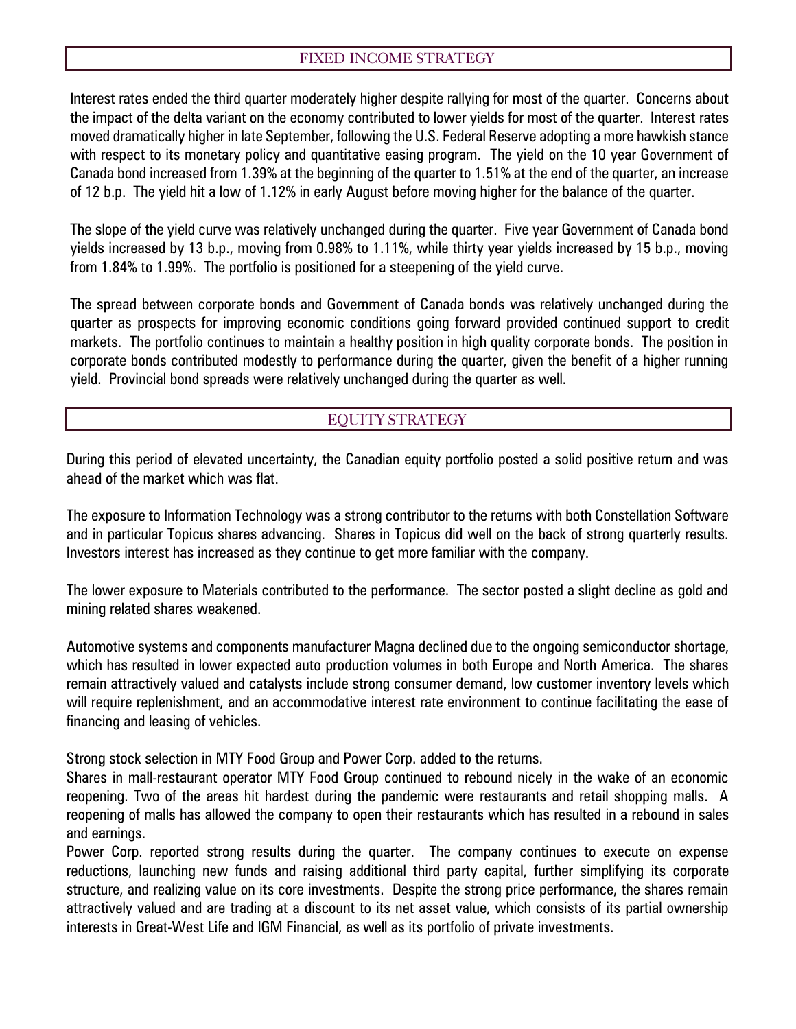## FIXED INCOME STRATEGY

Interest rates ended the third quarter moderately higher despite rallying for most of the quarter. Concerns about the impact of the delta variant on the economy contributed to lower yields for most of the quarter. Interest rates moved dramatically higher in late September, following the U.S. Federal Reserve adopting a more hawkish stance with respect to its monetary policy and quantitative easing program. The yield on the 10 year Government of Canada bond increased from 1.39% at the beginning of the quarter to 1.51% at the end of the quarter, an increase of 12 b.p. The yield hit a low of 1.12% in early August before moving higher for the balance of the quarter.

The slope of the yield curve was relatively unchanged during the quarter. Five year Government of Canada bond yields increased by 13 b.p., moving from 0.98% to 1.11%, while thirty year yields increased by 15 b.p., moving from 1.84% to 1.99%. The portfolio is positioned for a steepening of the yield curve.

The spread between corporate bonds and Government of Canada bonds was relatively unchanged during the quarter as prospects for improving economic conditions going forward provided continued support to credit markets. The portfolio continues to maintain a healthy position in high quality corporate bonds. The position in corporate bonds contributed modestly to performance during the quarter, given the benefit of a higher running yield. Provincial bond spreads were relatively unchanged during the quarter as well.

## EQUITY STRATEGY

During this period of elevated uncertainty, the Canadian equity portfolio posted a solid positive return and was ahead of the market which was flat.

The exposure to Information Technology was a strong contributor to the returns with both Constellation Software and in particular Topicus shares advancing. Shares in Topicus did well on the back of strong quarterly results. Investors interest has increased as they continue to get more familiar with the company.

The lower exposure to Materials contributed to the performance. The sector posted a slight decline as gold and mining related shares weakened.

Automotive systems and components manufacturer Magna declined due to the ongoing semiconductor shortage, which has resulted in lower expected auto production volumes in both Europe and North America. The shares remain attractively valued and catalysts include strong consumer demand, low customer inventory levels which will require replenishment, and an accommodative interest rate environment to continue facilitating the ease of financing and leasing of vehicles.

Strong stock selection in MTY Food Group and Power Corp. added to the returns.

Shares in mall-restaurant operator MTY Food Group continued to rebound nicely in the wake of an economic reopening. Two of the areas hit hardest during the pandemic were restaurants and retail shopping malls. A reopening of malls has allowed the company to open their restaurants which has resulted in a rebound in sales and earnings.

Power Corp. reported strong results during the quarter. The company continues to execute on expense reductions, launching new funds and raising additional third party capital, further simplifying its corporate structure, and realizing value on its core investments. Despite the strong price performance, the shares remain attractively valued and are trading at a discount to its net asset value, which consists of its partial ownership interests in Great-West Life and IGM Financial, as well as its portfolio of private investments.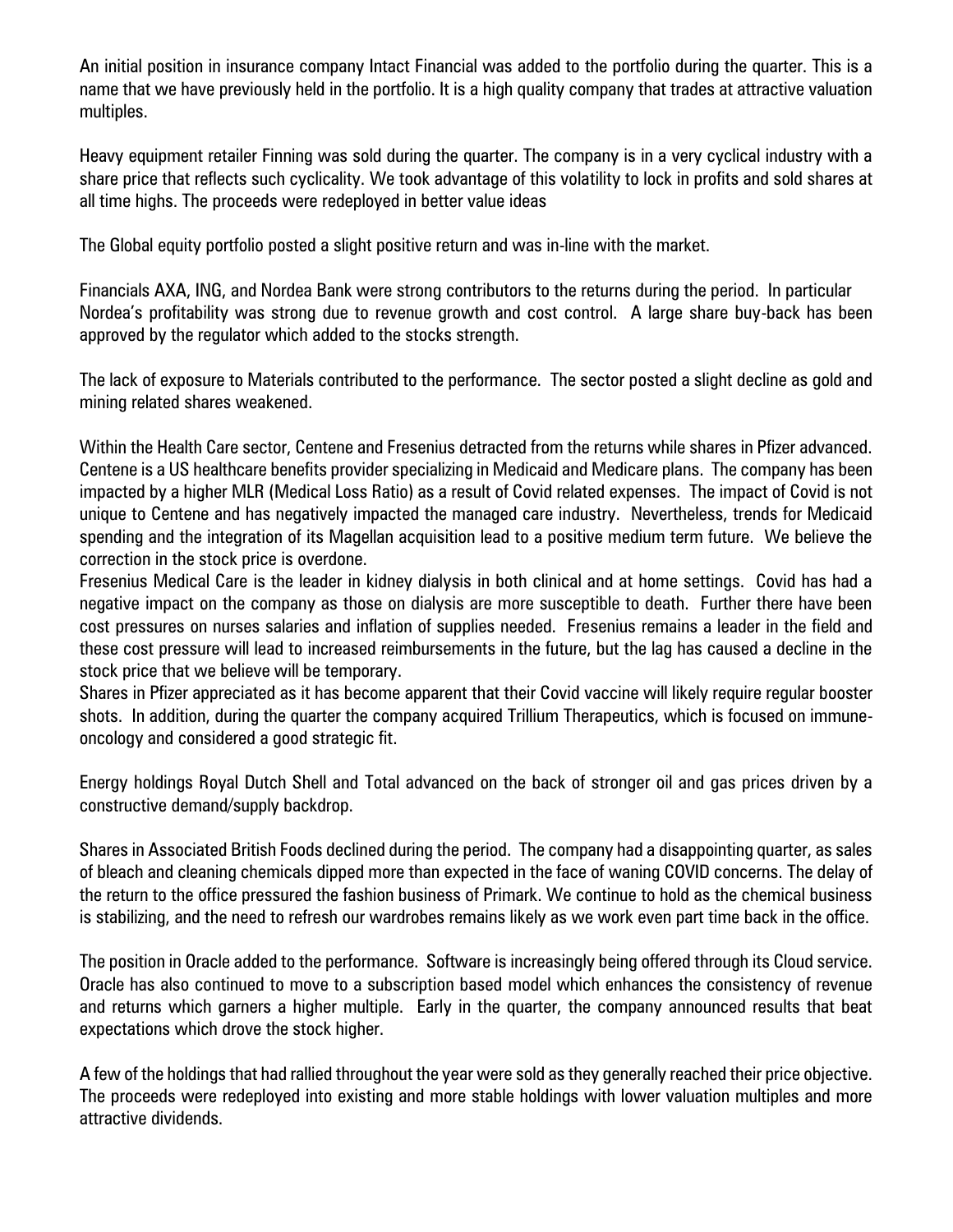An initial position in insurance company Intact Financial was added to the portfolio during the quarter. This is a name that we have previously held in the portfolio. It is a high quality company that trades at attractive valuation multiples.

Heavy equipment retailer Finning was sold during the quarter. The company is in a very cyclical industry with a share price that reflects such cyclicality. We took advantage of this volatility to lock in profits and sold shares at all time highs. The proceeds were redeployed in better value ideas

The Global equity portfolio posted a slight positive return and was in-line with the market.

Financials AXA, ING, and Nordea Bank were strong contributors to the returns during the period. In particular Nordea's profitability was strong due to revenue growth and cost control. A large share buy-back has been approved by the regulator which added to the stocks strength.

The lack of exposure to Materials contributed to the performance. The sector posted a slight decline as gold and mining related shares weakened.

Within the Health Care sector, Centene and Fresenius detracted from the returns while shares in Pfizer advanced. Centene is a US healthcare benefits provider specializing in Medicaid and Medicare plans. The company has been impacted by a higher MLR (Medical Loss Ratio) as a result of Covid related expenses. The impact of Covid is not unique to Centene and has negatively impacted the managed care industry. Nevertheless, trends for Medicaid spending and the integration of its Magellan acquisition lead to a positive medium term future. We believe the correction in the stock price is overdone.

Fresenius Medical Care is the leader in kidney dialysis in both clinical and at home settings. Covid has had a negative impact on the company as those on dialysis are more susceptible to death. Further there have been cost pressures on nurses salaries and inflation of supplies needed. Fresenius remains a leader in the field and these cost pressure will lead to increased reimbursements in the future, but the lag has caused a decline in the stock price that we believe will be temporary.

Shares in Pfizer appreciated as it has become apparent that their Covid vaccine will likely require regular booster shots. In addition, during the quarter the company acquired Trillium Therapeutics, which is focused on immune-oncology and considered a good strategic fit.

Energy holdings Royal Dutch Shell and Total advanced on the back of stronger oil and gas prices driven by a constructive demand/supply backdrop.

Shares in Associated British Foods declined during the period. The company had a disappointing quarter, as sales of bleach and cleaning chemicals dipped more than expected in the face of waning COVID concerns. The delay of the return to the office pressured the fashion business of Primark. We continue to hold as the chemical business is stabilizing, and the need to refresh our wardrobes remains likely as we work even part time back in the office.

The position in Oracle added to the performance. Software is increasingly being offered through its Cloud service. Oracle has also continued to move to a subscription based model which enhances the consistency of revenue and returns which garners a higher multiple. Early in the quarter, the company announced results that beat expectations which drove the stock higher.

A few of the holdings that had rallied throughout the year were sold as they generally reached their price objective. The proceeds were redeployed into existing and more stable holdings with lower valuation multiples and more attractive dividends.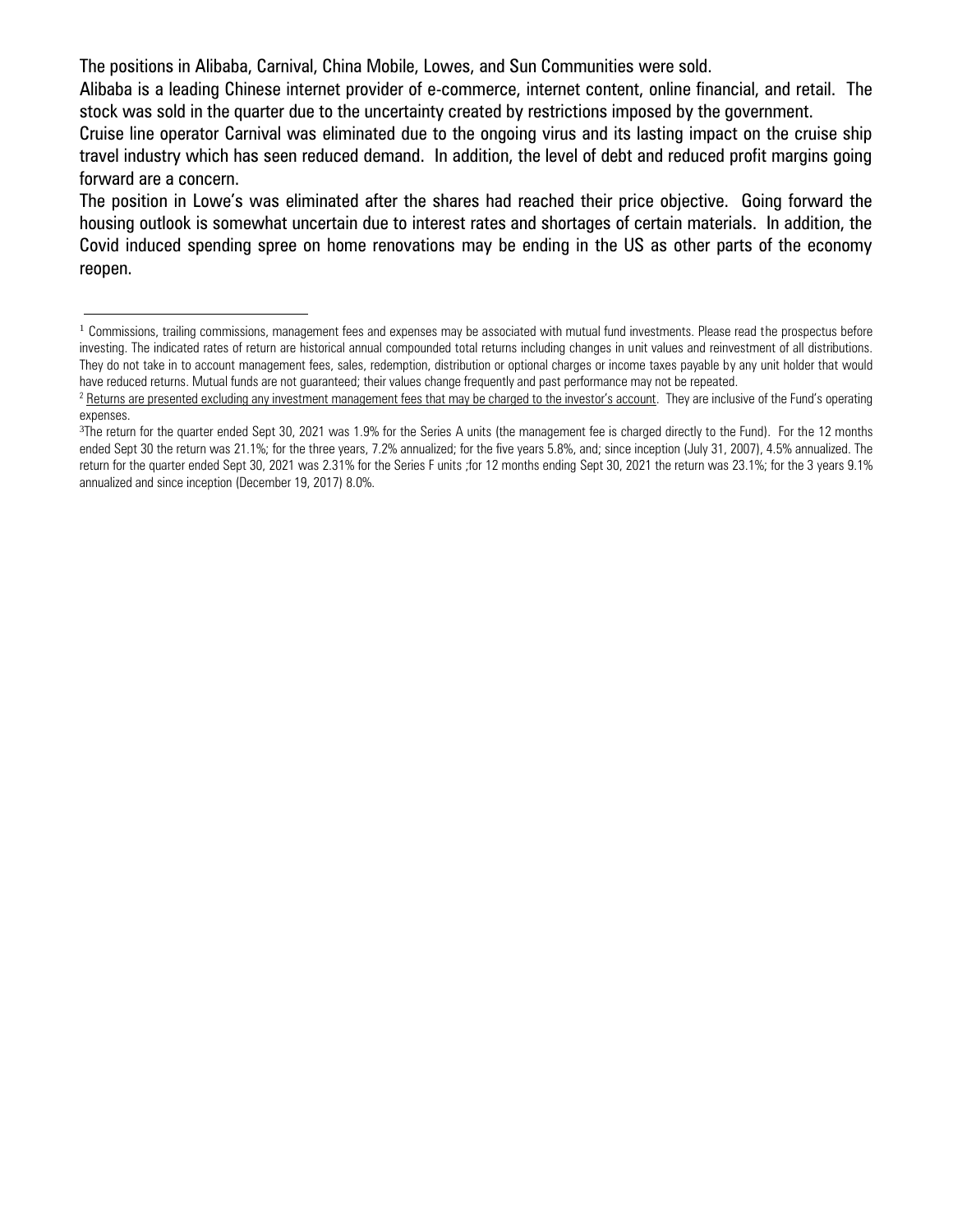The positions in Alibaba, Carnival, China Mobile, Lowes, and Sun Communities were sold.

Alibaba is a leading Chinese internet provider of e-commerce, internet content, online financial, and retail. The stock was sold in the quarter due to the uncertainty created by restrictions imposed by the government.

Cruise line operator Carnival was eliminated due to the ongoing virus and its lasting impact on the cruise ship travel industry which has seen reduced demand. In addition, the level of debt and reduced profit margins going forward are a concern.

The position in Lowe's was eliminated after the shares had reached their price objective. Going forward the housing outlook is somewhat uncertain due to interest rates and shortages of certain materials. In addition, the Covid induced spending spree on home renovations may be ending in the US as other parts of the economy reopen.

---

[1] Commissions, trailing commissions, management fees and expenses may be associated with mutual fund investments. Please read the prospectus before investing. The indicated rates of return are historical annual compounded total returns including changes in unit values and reinvestment of all distributions. They do not take in to account management fees, sales, redemption, distribution or optional charges or income taxes payable by any unit holder that would have reduced returns. Mutual funds are not guaranteed; their values change frequently and past performance may not be repeated.

[2] Returns are presented excluding any investment management fees that may be charged to the investor's account. They are inclusive of the Fund's operating expenses.

[3] The return for the quarter ended Sept 30, 2021 was 1.9% for the Series A units (the management fee is charged directly to the Fund). For the 12 months ended Sept 30 the return was 21.1%; for the three years, 7.2% annualized; for the five years 5.8%, and; since inception (July 31, 2007), 4.5% annualized. The return for the quarter ended Sept 30, 2021 was 2.31% for the Series F units ;for 12 months ending Sept 30, 2021 the return was 23.1%; for the 3 years 9.1% annualized and since inception (December 19, 2017) 8.0%.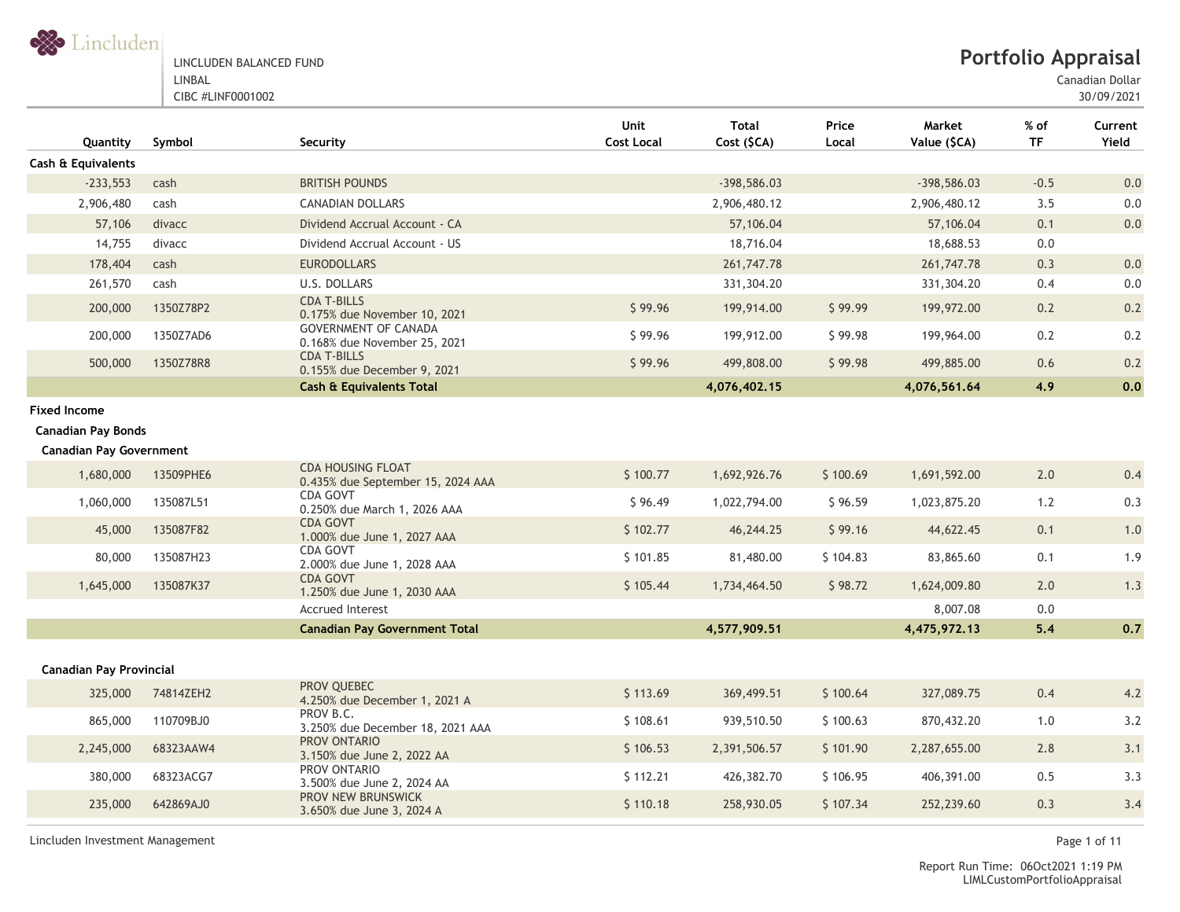LINCLUDEN BALANCED FUND
LINBAL
CIBC #LINF0001002

# Portfolio Appraisal

Canadian Dollar
30/09/2021

| Quantity | Symbol | Security | Unit Cost Local | Total Cost ($CA) | Price Local | Market Value ($CA) | % of TF | Current Yield |
|---|---|---|---|---|---|---|---|---|
| **Cash & Equivalents** | | | | | | | | |
| -233,553 | cash | BRITISH POUNDS | | -398,586.03 | | -398,586.03 | -0.5 | 0.0 |
| 2,906,480 | cash | CANADIAN DOLLARS | | 2,906,480.12 | | 2,906,480.12 | 3.5 | 0.0 |
| 57,106 | divacc | Dividend Accrual Account - CA | | 57,106.04 | | 57,106.04 | 0.1 | 0.0 |
| 14,755 | divacc | Dividend Accrual Account - US | | 18,716.04 | | 18,688.53 | 0.0 | |
| 178,404 | cash | EURODOLLARS | | 261,747.78 | | 261,747.78 | 0.3 | 0.0 |
| 261,570 | cash | U.S. DOLLARS | | 331,304.20 | | 331,304.20 | 0.4 | 0.0 |
| 200,000 | 1350Z78P2 | CDA T-BILLS 0.175% due November 10, 2021 | $ 99.96 | 199,914.00 | $ 99.99 | 199,972.00 | 0.2 | 0.2 |
| 200,000 | 1350Z7AD6 | GOVERNMENT OF CANADA 0.168% due November 25, 2021 | $ 99.96 | 199,912.00 | $ 99.98 | 199,964.00 | 0.2 | 0.2 |
| 500,000 | 1350Z78R8 | CDA T-BILLS 0.155% due December 9, 2021 | $ 99.96 | 499,808.00 | $ 99.98 | 499,885.00 | 0.6 | 0.2 |
| | | **Cash & Equivalents Total** | | **4,076,402.15** | | **4,076,561.64** | **4.9** | **0.0** |
| **Fixed Income** | | | | | | | | |
| **Canadian Pay Bonds** | | | | | | | | |
| **Canadian Pay Government** | | | | | | | | |
| 1,680,000 | 13509PHE6 | CDA HOUSING FLOAT 0.435% due September 15, 2024 AAA | $ 100.77 | 1,692,926.76 | $ 100.69 | 1,691,592.00 | 2.0 | 0.4 |
| 1,060,000 | 135087L51 | CDA GOVT 0.250% due March 1, 2026 AAA | $ 96.49 | 1,022,794.00 | $ 96.59 | 1,023,875.20 | 1.2 | 0.3 |
| 45,000 | 135087F82 | CDA GOVT 1.000% due June 1, 2027 AAA | $ 102.77 | 46,244.25 | $ 99.16 | 44,622.45 | 0.1 | 1.0 |
| 80,000 | 135087H23 | CDA GOVT 2.000% due June 1, 2028 AAA | $ 101.85 | 81,480.00 | $ 104.83 | 83,865.60 | 0.1 | 1.9 |
| 1,645,000 | 135087K37 | CDA GOVT 1.250% due June 1, 2030 AAA | $ 105.44 | 1,734,464.50 | $ 98.72 | 1,624,009.80 | 2.0 | 1.3 |
| | | Accrued Interest | | | | 8,007.08 | 0.0 | |
| | | **Canadian Pay Government Total** | | **4,577,909.51** | | **4,475,972.13** | **5.4** | **0.7** |
| **Canadian Pay Provincial** | | | | | | | | |
| 325,000 | 74814ZEH2 | PROV QUEBEC 4.250% due December 1, 2021 A | $ 113.69 | 369,499.51 | $ 100.64 | 327,089.75 | 0.4 | 4.2 |
| 865,000 | 110709BJ0 | PROV B.C. 3.250% due December 18, 2021 AAA | $ 108.61 | 939,510.50 | $ 100.63 | 870,432.20 | 1.0 | 3.2 |
| 2,245,000 | 68323AAW4 | PROV ONTARIO 3.150% due June 2, 2022 AA | $ 106.53 | 2,391,506.57 | $ 101.90 | 2,287,655.00 | 2.8 | 3.1 |
| 380,000 | 68323ACG7 | PROV ONTARIO 3.500% due June 2, 2024 AA | $ 112.21 | 426,382.70 | $ 106.95 | 406,391.00 | 0.5 | 3.3 |
| 235,000 | 642869AJ0 | PROV NEW BRUNSWICK 3.650% due June 3, 2024 A | $ 110.18 | 258,930.05 | $ 107.34 | 252,239.60 | 0.3 | 3.4 |

Lincluden Investment Management

Report Run Time: 06Oct2021 1:19 PM
LIMLCustomPortfolioAppraisal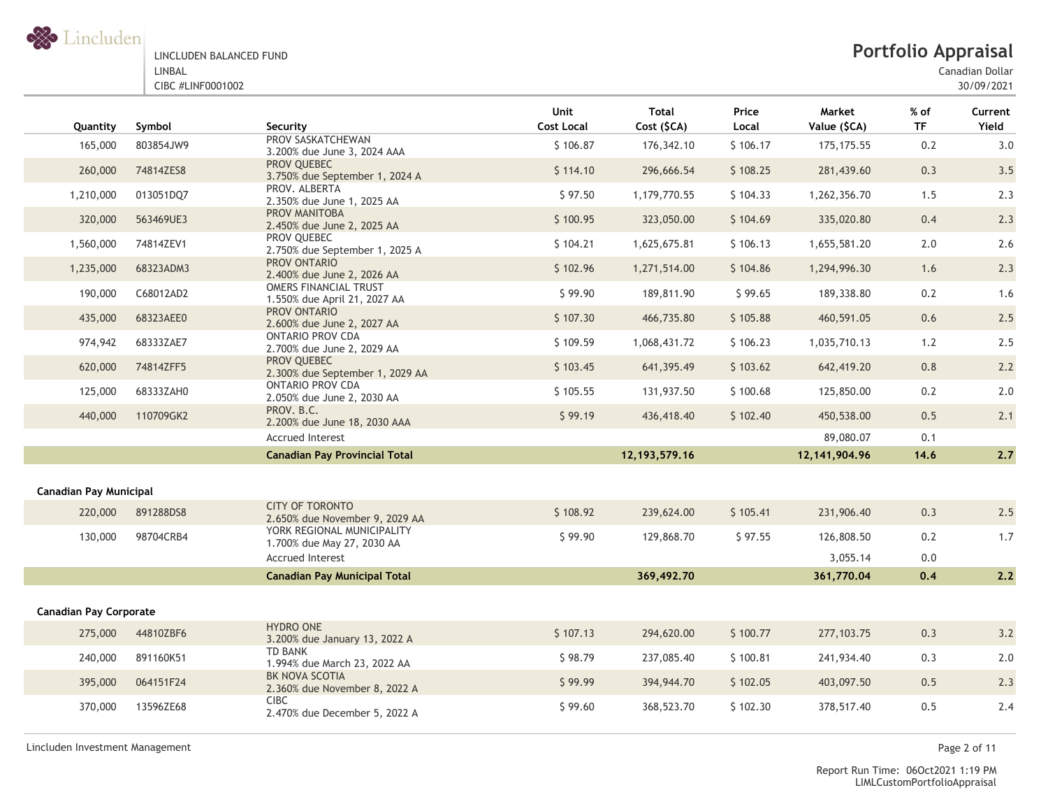**LINCLUDEN BALANCED FUND**
LINBAL
CIBC #LINF0001002

# Portfolio Appraisal

Canadian Dollar
30/09/2021

| Quantity | Symbol | Security | Unit Cost Local | Total Cost ($CA) | Price Local | Market Value ($CA) | % of TF | Current Yield |
|---|---|---|---|---|---|---|---|---|
| 165,000 | 803854JW9 | PROV SASKATCHEWAN 3.200% due June 3, 2024 AAA | $ 106.87 | 176,342.10 | $ 106.17 | 175,175.55 | 0.2 | 3.0 |
| 260,000 | 74814ZES8 | PROV QUEBEC 3.750% due September 1, 2024 A | $ 114.10 | 296,666.54 | $ 108.25 | 281,439.60 | 0.3 | 3.5 |
| 1,210,000 | 013051DQ7 | PROV. ALBERTA 2.350% due June 1, 2025 AA | $ 97.50 | 1,179,770.55 | $ 104.33 | 1,262,356.70 | 1.5 | 2.3 |
| 320,000 | 563469UE3 | PROV MANITOBA 2.450% due June 2, 2025 AA | $ 100.95 | 323,050.00 | $ 104.69 | 335,020.80 | 0.4 | 2.3 |
| 1,560,000 | 74814ZEV1 | PROV QUEBEC 2.750% due September 1, 2025 A | $ 104.21 | 1,625,675.81 | $ 106.13 | 1,655,581.20 | 2.0 | 2.6 |
| 1,235,000 | 68323ADM3 | PROV ONTARIO 2.400% due June 2, 2026 AA | $ 102.96 | 1,271,514.00 | $ 104.86 | 1,294,996.30 | 1.6 | 2.3 |
| 190,000 | C68012AD2 | OMERS FINANCIAL TRUST 1.550% due April 21, 2027 AA | $ 99.90 | 189,811.90 | $ 99.65 | 189,338.80 | 0.2 | 1.6 |
| 435,000 | 68323AEE0 | PROV ONTARIO 2.600% due June 2, 2027 AA | $ 107.30 | 466,735.80 | $ 105.88 | 460,591.05 | 0.6 | 2.5 |
| 974,942 | 68333ZAE7 | ONTARIO PROV CDA 2.700% due June 2, 2029 AA | $ 109.59 | 1,068,431.72 | $ 106.23 | 1,035,710.13 | 1.2 | 2.5 |
| 620,000 | 74814ZFF5 | PROV QUEBEC 2.300% due September 1, 2029 AA | $ 103.45 | 641,395.49 | $ 103.62 | 642,419.20 | 0.8 | 2.2 |
| 125,000 | 68333ZAH0 | ONTARIO PROV CDA 2.050% due June 2, 2030 AA | $ 105.55 | 131,937.50 | $ 100.68 | 125,850.00 | 0.2 | 2.0 |
| 440,000 | 110709GK2 | PROV. B.C. 2.200% due June 18, 2030 AAA | $ 99.19 | 436,418.40 | $ 102.40 | 450,538.00 | 0.5 | 2.1 |
| | | Accrued Interest | | | | 89,080.07 | 0.1 | |
| | | **Canadian Pay Provincial Total** | | **12,193,579.16** | | **12,141,904.96** | **14.6** | **2.7** |
| **Canadian Pay Municipal** | | | | | | | | |
| 220,000 | 891288DS8 | CITY OF TORONTO 2.650% due November 9, 2029 AA | $ 108.92 | 239,624.00 | $ 105.41 | 231,906.40 | 0.3 | 2.5 |
| 130,000 | 98704CRB4 | YORK REGIONAL MUNICIPALITY 1.700% due May 27, 2030 AA | $ 99.90 | 129,868.70 | $ 97.55 | 126,808.50 | 0.2 | 1.7 |
| | | Accrued Interest | | | | 3,055.14 | 0.0 | |
| | | **Canadian Pay Municipal Total** | | **369,492.70** | | **361,770.04** | **0.4** | **2.2** |
| **Canadian Pay Corporate** | | | | | | | | |
| 275,000 | 44810ZBF6 | HYDRO ONE 3.200% due January 13, 2022 A | $ 107.13 | 294,620.00 | $ 100.77 | 277,103.75 | 0.3 | 3.2 |
| 240,000 | 891160K51 | TD BANK 1.994% due March 23, 2022 AA | $ 98.79 | 237,085.40 | $ 100.81 | 241,934.40 | 0.3 | 2.0 |
| 395,000 | 064151F24 | BK NOVA SCOTIA 2.360% due November 8, 2022 A | $ 99.99 | 394,944.70 | $ 102.05 | 403,097.50 | 0.5 | 2.3 |
| 370,000 | 13596ZE68 | CIBC 2.470% due December 5, 2022 A | $ 99.60 | 368,523.70 | $ 102.30 | 378,517.40 | 0.5 | 2.4 |

Report Run Time: 06Oct2021 1:19 PM
LIMLCustomPortfolioAppraisal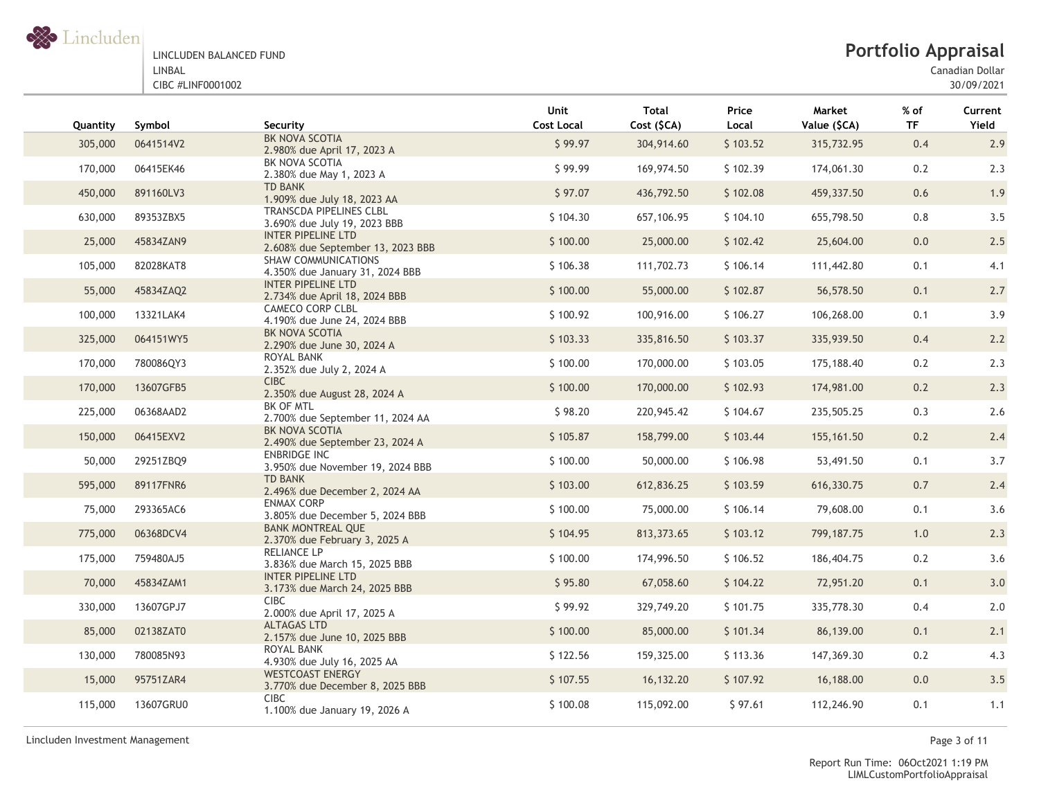LINCLUDEN BALANCED FUND
LINBAL
CIBC #LINF0001002

# Portfolio Appraisal

Canadian Dollar
30/09/2021

| Quantity | Symbol | Security | Unit Cost Local | Total Cost ($CA) | Price Local | Market Value ($CA) | % of TF | Current Yield |
|---|---|---|---|---|---|---|---|---|
| 305,000 | 0641514V2 | BK NOVA SCOTIA 2.980% due April 17, 2023 A | $ 99.97 | 304,914.60 | $ 103.52 | 315,732.95 | 0.4 | 2.9 |
| 170,000 | 06415EK46 | BK NOVA SCOTIA 2.380% due May 1, 2023 A | $ 99.99 | 169,974.50 | $ 102.39 | 174,061.30 | 0.2 | 2.3 |
| 450,000 | 891160LV3 | TD BANK 1.909% due July 18, 2023 AA | $ 97.07 | 436,792.50 | $ 102.08 | 459,337.50 | 0.6 | 1.9 |
| 630,000 | 89353ZBX5 | TRANSCDA PIPELINES CLBL 3.690% due July 19, 2023 BBB | $ 104.30 | 657,106.95 | $ 104.10 | 655,798.50 | 0.8 | 3.5 |
| 25,000 | 45834ZAN9 | INTER PIPELINE LTD 2.608% due September 13, 2023 BBB | $ 100.00 | 25,000.00 | $ 102.42 | 25,604.00 | 0.0 | 2.5 |
| 105,000 | 82028KAT8 | SHAW COMMUNICATIONS 4.350% due January 31, 2024 BBB | $ 106.38 | 111,702.73 | $ 106.14 | 111,442.80 | 0.1 | 4.1 |
| 55,000 | 45834ZAQ2 | INTER PIPELINE LTD 2.734% due April 18, 2024 BBB | $ 100.00 | 55,000.00 | $ 102.87 | 56,578.50 | 0.1 | 2.7 |
| 100,000 | 13321LAK4 | CAMECO CORP CLBL 4.190% due June 24, 2024 BBB | $ 100.92 | 100,916.00 | $ 106.27 | 106,268.00 | 0.1 | 3.9 |
| 325,000 | 064151WY5 | BK NOVA SCOTIA 2.290% due June 30, 2024 A | $ 103.33 | 335,816.50 | $ 103.37 | 335,939.50 | 0.4 | 2.2 |
| 170,000 | 780086QY3 | ROYAL BANK 2.352% due July 2, 2024 A | $ 100.00 | 170,000.00 | $ 103.05 | 175,188.40 | 0.2 | 2.3 |
| 170,000 | 13607GFB5 | CIBC 2.350% due August 28, 2024 A | $ 100.00 | 170,000.00 | $ 102.93 | 174,981.00 | 0.2 | 2.3 |
| 225,000 | 06368AAD2 | BK OF MTL 2.700% due September 11, 2024 AA | $ 98.20 | 220,945.42 | $ 104.67 | 235,505.25 | 0.3 | 2.6 |
| 150,000 | 06415EXV2 | BK NOVA SCOTIA 2.490% due September 23, 2024 A | $ 105.87 | 158,799.00 | $ 103.44 | 155,161.50 | 0.2 | 2.4 |
| 50,000 | 29251ZBQ9 | ENBRIDGE INC 3.950% due November 19, 2024 BBB | $ 100.00 | 50,000.00 | $ 106.98 | 53,491.50 | 0.1 | 3.7 |
| 595,000 | 89117FNR6 | TD BANK 2.496% due December 2, 2024 AA | $ 103.00 | 612,836.25 | $ 103.59 | 616,330.75 | 0.7 | 2.4 |
| 75,000 | 293365AC6 | ENMAX CORP 3.805% due December 5, 2024 BBB | $ 100.00 | 75,000.00 | $ 106.14 | 79,608.00 | 0.1 | 3.6 |
| 775,000 | 06368DCV4 | BANK MONTREAL QUE 2.370% due February 3, 2025 A | $ 104.95 | 813,373.65 | $ 103.12 | 799,187.75 | 1.0 | 2.3 |
| 175,000 | 759480AJ5 | RELIANCE LP 3.836% due March 15, 2025 BBB | $ 100.00 | 174,996.50 | $ 106.52 | 186,404.75 | 0.2 | 3.6 |
| 70,000 | 45834ZAM1 | INTER PIPELINE LTD 3.173% due March 24, 2025 BBB | $ 95.80 | 67,058.60 | $ 104.22 | 72,951.20 | 0.1 | 3.0 |
| 330,000 | 13607GPJ7 | CIBC 2.000% due April 17, 2025 A | $ 99.92 | 329,749.20 | $ 101.75 | 335,778.30 | 0.4 | 2.0 |
| 85,000 | 02138ZAT0 | ALTAGAS LTD 2.157% due June 10, 2025 BBB | $ 100.00 | 85,000.00 | $ 101.34 | 86,139.00 | 0.1 | 2.1 |
| 130,000 | 780085N93 | ROYAL BANK 4.930% due July 16, 2025 AA | $ 122.56 | 159,325.00 | $ 113.36 | 147,369.30 | 0.2 | 4.3 |
| 15,000 | 95751ZAR4 | WESTCOAST ENERGY 3.770% due December 8, 2025 BBB | $ 107.55 | 16,132.20 | $ 107.92 | 16,188.00 | 0.0 | 3.5 |
| 115,000 | 13607GRU0 | CIBC 1.100% due January 19, 2026 A | $ 100.08 | 115,092.00 | $ 97.61 | 112,246.90 | 0.1 | 1.1 |

Lincluden Investment Management

Report Run Time: 06Oct2021 1:19 PM
LIMLCustomPortfolioAppraisal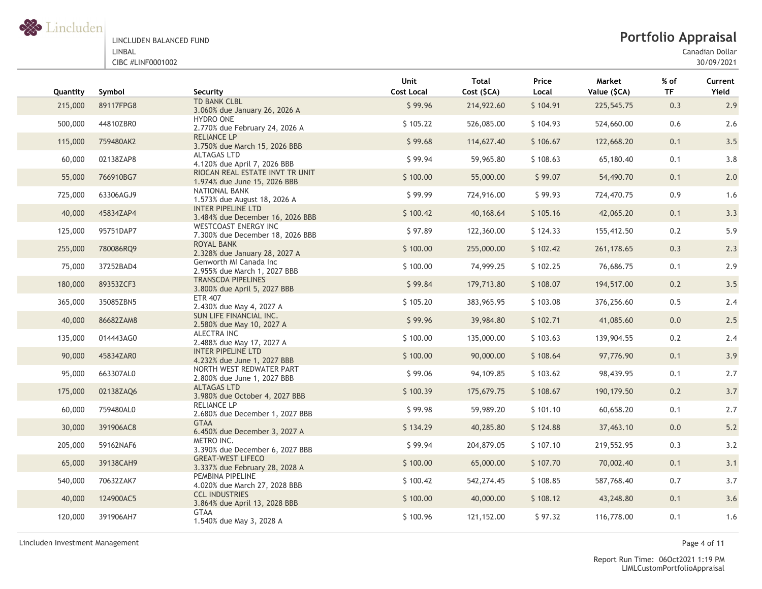LINCLUDEN BALANCED FUND
LINBAL
CIBC #LINF0001002

# Portfolio Appraisal

Canadian Dollar
30/09/2021

| Quantity | Symbol | Security | Unit Cost Local | Total Cost ($CA) | Price Local | Market Value ($CA) | % of TF | Current Yield |
|---|---|---|---|---|---|---|---|---|
| 215,000 | 89117FPG8 | TD BANK CLBL 3.060% due January 26, 2026 A | $ 99.96 | 214,922.60 | $ 104.91 | 225,545.75 | 0.3 | 2.9 |
| 500,000 | 44810ZBR0 | HYDRO ONE 2.770% due February 24, 2026 A | $ 105.22 | 526,085.00 | $ 104.93 | 524,660.00 | 0.6 | 2.6 |
| 115,000 | 759480AK2 | RELIANCE LP 3.750% due March 15, 2026 BBB | $ 99.68 | 114,627.40 | $ 106.67 | 122,668.20 | 0.1 | 3.5 |
| 60,000 | 02138ZAP8 | ALTAGAS LTD 4.120% due April 7, 2026 BBB | $ 99.94 | 59,965.80 | $ 108.63 | 65,180.40 | 0.1 | 3.8 |
| 55,000 | 766910BG7 | RIOCAN REAL ESTATE INVT TR UNIT 1.974% due June 15, 2026 BBB | $ 100.00 | 55,000.00 | $ 99.07 | 54,490.70 | 0.1 | 2.0 |
| 725,000 | 63306AGJ9 | NATIONAL BANK 1.573% due August 18, 2026 A | $ 99.99 | 724,916.00 | $ 99.93 | 724,470.75 | 0.9 | 1.6 |
| 40,000 | 45834ZAP4 | INTER PIPELINE LTD 3.484% due December 16, 2026 BBB | $ 100.42 | 40,168.64 | $ 105.16 | 42,065.20 | 0.1 | 3.3 |
| 125,000 | 95751DAP7 | WESTCOAST ENERGY INC 7.300% due December 18, 2026 BBB | $ 97.89 | 122,360.00 | $ 124.33 | 155,412.50 | 0.2 | 5.9 |
| 255,000 | 780086RQ9 | ROYAL BANK 2.328% due January 28, 2027 A | $ 100.00 | 255,000.00 | $ 102.42 | 261,178.65 | 0.3 | 2.3 |
| 75,000 | 37252BAD4 | Genworth MI Canada Inc 2.955% due March 1, 2027 BBB | $ 100.00 | 74,999.25 | $ 102.25 | 76,686.75 | 0.1 | 2.9 |
| 180,000 | 89353ZCF3 | TRANSCDA PIPELINES 3.800% due April 5, 2027 BBB | $ 99.84 | 179,713.80 | $ 108.07 | 194,517.00 | 0.2 | 3.5 |
| 365,000 | 35085ZBN5 | ETR 407 2.430% due May 4, 2027 A | $ 105.20 | 383,965.95 | $ 103.08 | 376,256.60 | 0.5 | 2.4 |
| 40,000 | 86682ZAM8 | SUN LIFE FINANCIAL INC. 2.580% due May 10, 2027 A | $ 99.96 | 39,984.80 | $ 102.71 | 41,085.60 | 0.0 | 2.5 |
| 135,000 | 014443AG0 | ALECTRA INC 2.488% due May 17, 2027 A | $ 100.00 | 135,000.00 | $ 103.63 | 139,904.55 | 0.2 | 2.4 |
| 90,000 | 45834ZAR0 | INTER PIPELINE LTD 4.232% due June 1, 2027 BBB | $ 100.00 | 90,000.00 | $ 108.64 | 97,776.90 | 0.1 | 3.9 |
| 95,000 | 663307AL0 | NORTH WEST REDWATER PART 2.800% due June 1, 2027 BBB | $ 99.06 | 94,109.85 | $ 103.62 | 98,439.95 | 0.1 | 2.7 |
| 175,000 | 02138ZAQ6 | ALTAGAS LTD 3.980% due October 4, 2027 BBB | $ 100.39 | 175,679.75 | $ 108.67 | 190,179.50 | 0.2 | 3.7 |
| 60,000 | 759480AL0 | RELIANCE LP 2.680% due December 1, 2027 BBB | $ 99.98 | 59,989.20 | $ 101.10 | 60,658.20 | 0.1 | 2.7 |
| 30,000 | 391906AC8 | GTAA 6.450% due December 3, 2027 A | $ 134.29 | 40,285.80 | $ 124.88 | 37,463.10 | 0.0 | 5.2 |
| 205,000 | 59162NAF6 | METRO INC. 3.390% due December 6, 2027 BBB | $ 99.94 | 204,879.05 | $ 107.10 | 219,552.95 | 0.3 | 3.2 |
| 65,000 | 39138CAH9 | GREAT-WEST LIFECO 3.337% due February 28, 2028 A | $ 100.00 | 65,000.00 | $ 107.70 | 70,002.40 | 0.1 | 3.1 |
| 540,000 | 70632ZAK7 | PEMBINA PIPELINE 4.020% due March 27, 2028 BBB | $ 100.42 | 542,274.45 | $ 108.85 | 587,768.40 | 0.7 | 3.7 |
| 40,000 | 124900AC5 | CCL INDUSTRIES 3.864% due April 13, 2028 BBB | $ 100.00 | 40,000.00 | $ 108.12 | 43,248.80 | 0.1 | 3.6 |
| 120,000 | 391906AH7 | GTAA 1.540% due May 3, 2028 A | $ 100.96 | 121,152.00 | $ 97.32 | 116,778.00 | 0.1 | 1.6 |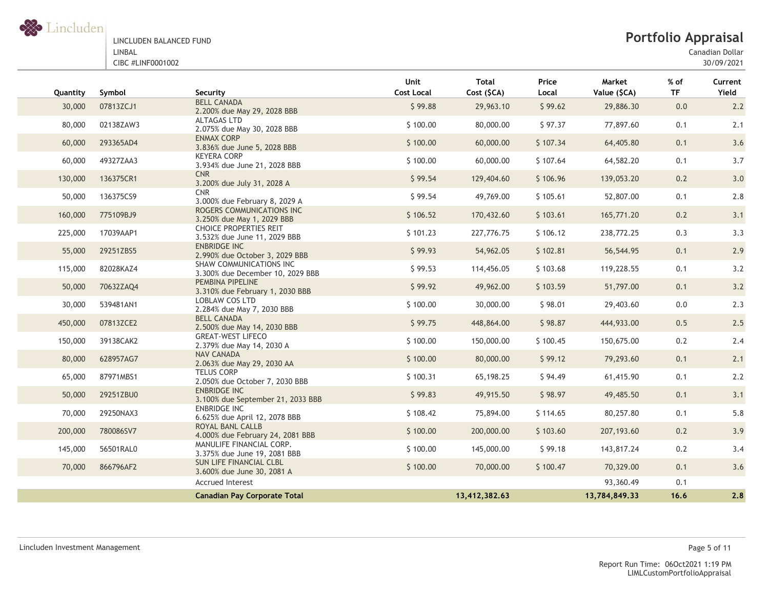LINCLUDEN BALANCED FUND
LINBAL
CIBC #LINF0001002

# Portfolio Appraisal

Canadian Dollar
30/09/2021

| Quantity | Symbol | Security | Unit Cost Local | Total Cost ($CA) | Price Local | Market Value ($CA) | % of TF | Current Yield |
|---|---|---|---|---|---|---|---|---|
| 30,000 | 07813ZCJ1 | BELL CANADA 2.200% due May 29, 2028 BBB | $ 99.88 | 29,963.10 | $ 99.62 | 29,886.30 | 0.0 | 2.2 |
| 80,000 | 02138ZAW3 | ALTAGAS LTD 2.075% due May 30, 2028 BBB | $ 100.00 | 80,000.00 | $ 97.37 | 77,897.60 | 0.1 | 2.1 |
| 60,000 | 293365AD4 | ENMAX CORP 3.836% due June 5, 2028 BBB | $ 100.00 | 60,000.00 | $ 107.34 | 64,405.80 | 0.1 | 3.6 |
| 60,000 | 49327ZAA3 | KEYERA CORP 3.934% due June 21, 2028 BBB | $ 100.00 | 60,000.00 | $ 107.64 | 64,582.20 | 0.1 | 3.7 |
| 130,000 | 136375CR1 | CNR 3.200% due July 31, 2028 A | $ 99.54 | 129,404.60 | $ 106.96 | 139,053.20 | 0.2 | 3.0 |
| 50,000 | 136375CS9 | CNR 3.000% due February 8, 2029 A | $ 99.54 | 49,769.00 | $ 105.61 | 52,807.00 | 0.1 | 2.8 |
| 160,000 | 775109BJ9 | ROGERS COMMUNICATIONS INC 3.250% due May 1, 2029 BBB | $ 106.52 | 170,432.60 | $ 103.61 | 165,771.20 | 0.2 | 3.1 |
| 225,000 | 17039AAP1 | CHOICE PROPERTIES REIT 3.532% due June 11, 2029 BBB | $ 101.23 | 227,776.75 | $ 106.12 | 238,772.25 | 0.3 | 3.3 |
| 55,000 | 29251ZBS5 | ENBRIDGE INC 2.990% due October 3, 2029 BBB | $ 99.93 | 54,962.05 | $ 102.81 | 56,544.95 | 0.1 | 2.9 |
| 115,000 | 82028KAZ4 | SHAW COMMUNICATIONS INC 3.300% due December 10, 2029 BBB | $ 99.53 | 114,456.05 | $ 103.68 | 119,228.55 | 0.1 | 3.2 |
| 50,000 | 70632ZAQ4 | PEMBINA PIPELINE 3.310% due February 1, 2030 BBB | $ 99.92 | 49,962.00 | $ 103.59 | 51,797.00 | 0.1 | 3.2 |
| 30,000 | 539481AN1 | LOBLAW COS LTD 2.284% due May 7, 2030 BBB | $ 100.00 | 30,000.00 | $ 98.01 | 29,403.60 | 0.0 | 2.3 |
| 450,000 | 07813ZCE2 | BELL CANADA 2.500% due May 14, 2030 BBB | $ 99.75 | 448,864.00 | $ 98.87 | 444,933.00 | 0.5 | 2.5 |
| 150,000 | 39138CAK2 | GREAT-WEST LIFECO 2.379% due May 14, 2030 A | $ 100.00 | 150,000.00 | $ 100.45 | 150,675.00 | 0.2 | 2.4 |
| 80,000 | 628957AG7 | NAV CANADA 2.063% due May 29, 2030 AA | $ 100.00 | 80,000.00 | $ 99.12 | 79,293.60 | 0.1 | 2.1 |
| 65,000 | 87971MBS1 | TELUS CORP 2.050% due October 7, 2030 BBB | $ 100.31 | 65,198.25 | $ 94.49 | 61,415.90 | 0.1 | 2.2 |
| 50,000 | 29251ZBU0 | ENBRIDGE INC 3.100% due September 21, 2033 BBB | $ 99.83 | 49,915.50 | $ 98.97 | 49,485.50 | 0.1 | 3.1 |
| 70,000 | 29250NAX3 | ENBRIDGE INC 6.625% due April 12, 2078 BBB | $ 108.42 | 75,894.00 | $ 114.65 | 80,257.80 | 0.1 | 5.8 |
| 200,000 | 780086SV7 | ROYAL BANL CALLB 4.000% due February 24, 2081 BBB | $ 100.00 | 200,000.00 | $ 103.60 | 207,193.60 | 0.2 | 3.9 |
| 145,000 | 56501RAL0 | MANULIFE FINANCIAL CORP. 3.375% due June 19, 2081 BBB | $ 100.00 | 145,000.00 | $ 99.18 | 143,817.24 | 0.2 | 3.4 |
| 70,000 | 866796AF2 | SUN LIFE FINANCIAL CLBL 3.600% due June 30, 2081 A | $ 100.00 | 70,000.00 | $ 100.47 | 70,329.00 | 0.1 | 3.6 |
| | | Accrued Interest | | | | 93,360.49 | 0.1 | |
| | | **Canadian Pay Corporate Total** | | **13,412,382.63** | | **13,784,849.33** | **16.6** | **2.8** |

Lincluden Investment Management

Report Run Time: 06Oct2021 1:19 PM
LIMLCustomPortfolioAppraisal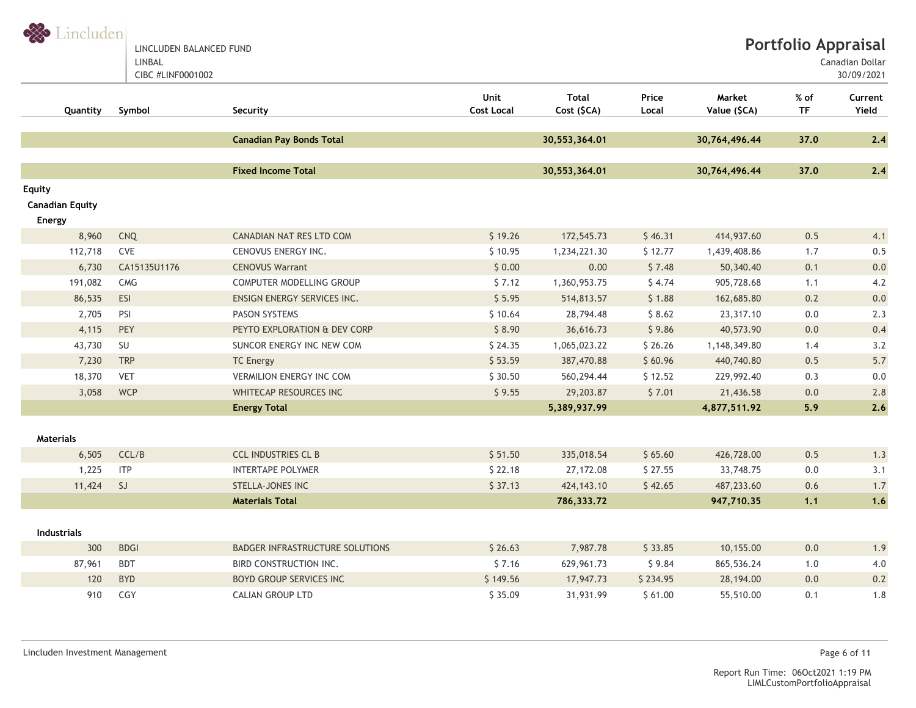LINCLUDEN BALANCED FUND
LINBAL
CIBC #LINF0001002

# Portfolio Appraisal

Canadian Dollar
30/09/2021

| Quantity | Symbol | Security | Unit Cost Local | Total Cost ($CA) | Price Local | Market Value ($CA) | % of TF | Current Yield |
|---|---|---|---|---|---|---|---|---|
| | | **Canadian Pay Bonds Total** | | **30,553,364.01** | | **30,764,496.44** | **37.0** | **2.4** |
| | | **Fixed Income Total** | | **30,553,364.01** | | **30,764,496.44** | **37.0** | **2.4** |
| **Equity** | | | | | | | | |
| **Canadian Equity** | | | | | | | | |
| **Energy** | | | | | | | | |
| 8,960 | CNQ | CANADIAN NAT RES LTD COM | $ 19.26 | 172,545.73 | $ 46.31 | 414,937.60 | 0.5 | 4.1 |
| 112,718 | CVE | CENOVUS ENERGY INC. | $ 10.95 | 1,234,221.30 | $ 12.77 | 1,439,408.86 | 1.7 | 0.5 |
| 6,730 | CA15135U1176 | CENOVUS Warrant | $ 0.00 | 0.00 | $ 7.48 | 50,340.40 | 0.1 | 0.0 |
| 191,082 | CMG | COMPUTER MODELLING GROUP | $ 7.12 | 1,360,953.75 | $ 4.74 | 905,728.68 | 1.1 | 4.2 |
| 86,535 | ESI | ENSIGN ENERGY SERVICES INC. | $ 5.95 | 514,813.57 | $ 1.88 | 162,685.80 | 0.2 | 0.0 |
| 2,705 | PSI | PASON SYSTEMS | $ 10.64 | 28,794.48 | $ 8.62 | 23,317.10 | 0.0 | 2.3 |
| 4,115 | PEY | PEYTO EXPLORATION & DEV CORP | $ 8.90 | 36,616.73 | $ 9.86 | 40,573.90 | 0.0 | 0.4 |
| 43,730 | SU | SUNCOR ENERGY INC NEW COM | $ 24.35 | 1,065,023.22 | $ 26.26 | 1,148,349.80 | 1.4 | 3.2 |
| 7,230 | TRP | TC Energy | $ 53.59 | 387,470.88 | $ 60.96 | 440,740.80 | 0.5 | 5.7 |
| 18,370 | VET | VERMILION ENERGY INC COM | $ 30.50 | 560,294.44 | $ 12.52 | 229,992.40 | 0.3 | 0.0 |
| 3,058 | WCP | WHITECAP RESOURCES INC | $ 9.55 | 29,203.87 | $ 7.01 | 21,436.58 | 0.0 | 2.8 |
| | | **Energy Total** | | **5,389,937.99** | | **4,877,511.92** | **5.9** | **2.6** |
| **Materials** | | | | | | | | |
| 6,505 | CCL/B | CCL INDUSTRIES CL B | $ 51.50 | 335,018.54 | $ 65.60 | 426,728.00 | 0.5 | 1.3 |
| 1,225 | ITP | INTERTAPE POLYMER | $ 22.18 | 27,172.08 | $ 27.55 | 33,748.75 | 0.0 | 3.1 |
| 11,424 | SJ | STELLA-JONES INC | $ 37.13 | 424,143.10 | $ 42.65 | 487,233.60 | 0.6 | 1.7 |
| | | **Materials Total** | | **786,333.72** | | **947,710.35** | **1.1** | **1.6** |
| **Industrials** | | | | | | | | |
| 300 | BDGI | BADGER INFRASTRUCTURE SOLUTIONS | $ 26.63 | 7,987.78 | $ 33.85 | 10,155.00 | 0.0 | 1.9 |
| 87,961 | BDT | BIRD CONSTRUCTION INC. | $ 7.16 | 629,961.73 | $ 9.84 | 865,536.24 | 1.0 | 4.0 |
| 120 | BYD | BOYD GROUP SERVICES INC | $ 149.56 | 17,947.73 | $ 234.95 | 28,194.00 | 0.0 | 0.2 |
| 910 | CGY | CALIAN GROUP LTD | $ 35.09 | 31,931.99 | $ 61.00 | 55,510.00 | 0.1 | 1.8 |

Lincluden Investment Management

Report Run Time: 06Oct2021 1:19 PM
LIMLCustomPortfolioAppraisal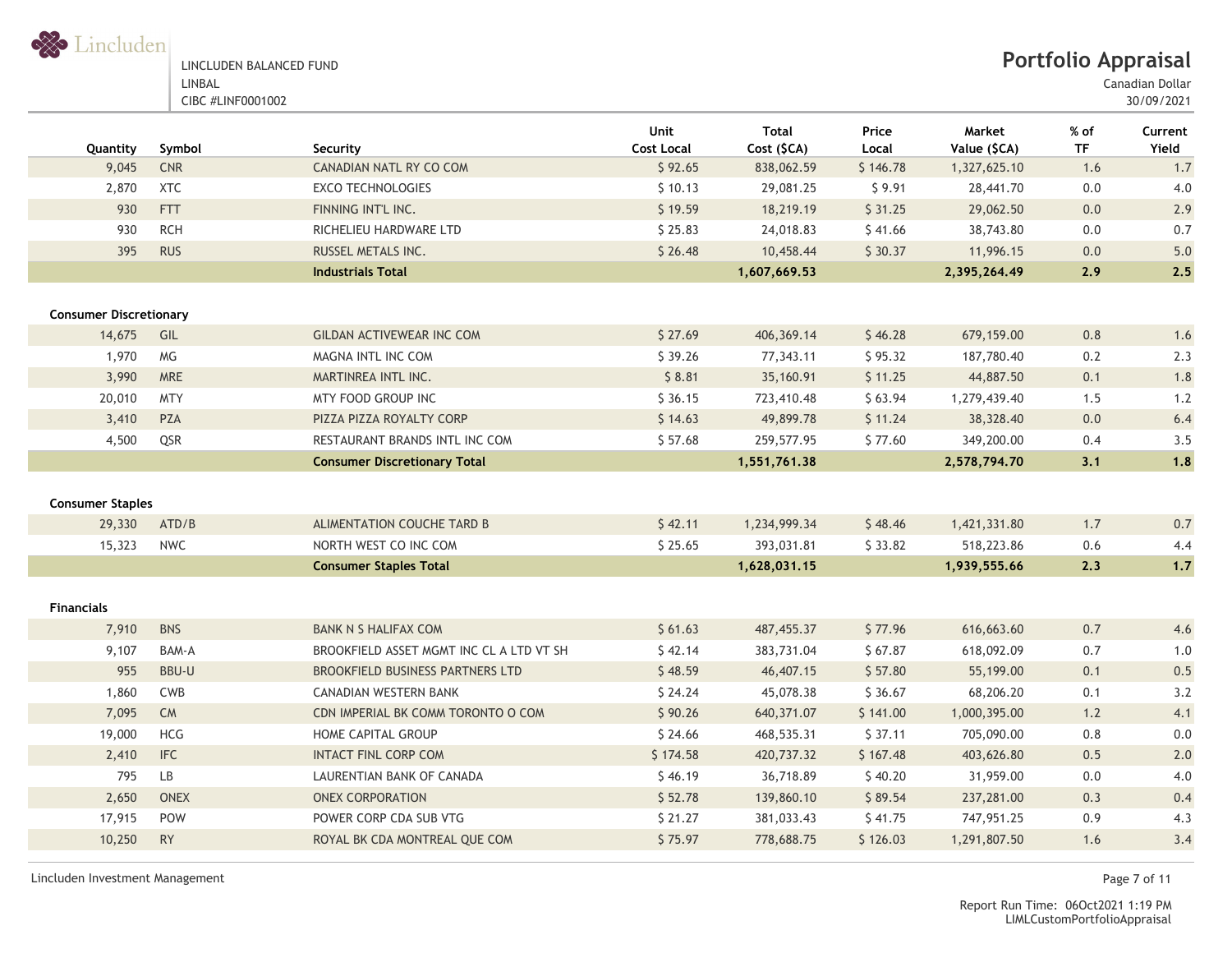| Quantity | Symbol | Security | Unit Cost Local | Total Cost ($CA) | Price Local | Market Value ($CA) | % of TF | Current Yield |
|---|---|---|---|---|---|---|---|---|
| 9,045 | CNR | CANADIAN NATL RY CO COM | $ 92.65 | 838,062.59 | $ 146.78 | 1,327,625.10 | 1.6 | 1.7 |
| 2,870 | XTC | EXCO TECHNOLOGIES | $ 10.13 | 29,081.25 | $ 9.91 | 28,441.70 | 0.0 | 4.0 |
| 930 | FTT | FINNING INT'L INC. | $ 19.59 | 18,219.19 | $ 31.25 | 29,062.50 | 0.0 | 2.9 |
| 930 | RCH | RICHELIEU HARDWARE LTD | $ 25.83 | 24,018.83 | $ 41.66 | 38,743.80 | 0.0 | 0.7 |
| 395 | RUS | RUSSEL METALS INC. | $ 26.48 | 10,458.44 | $ 30.37 | 11,996.15 | 0.0 | 5.0 |
| | | **Industrials Total** | | **1,607,669.53** | | **2,395,264.49** | **2.9** | **2.5** |
| **Consumer Discretionary** | | | | | | | | |
| 14,675 | GIL | GILDAN ACTIVEWEAR INC COM | $ 27.69 | 406,369.14 | $ 46.28 | 679,159.00 | 0.8 | 1.6 |
| 1,970 | MG | MAGNA INTL INC COM | $ 39.26 | 77,343.11 | $ 95.32 | 187,780.40 | 0.2 | 2.3 |
| 3,990 | MRE | MARTINREA INTL INC. | $ 8.81 | 35,160.91 | $ 11.25 | 44,887.50 | 0.1 | 1.8 |
| 20,010 | MTY | MTY FOOD GROUP INC | $ 36.15 | 723,410.48 | $ 63.94 | 1,279,439.40 | 1.5 | 1.2 |
| 3,410 | PZA | PIZZA PIZZA ROYALTY CORP | $ 14.63 | 49,899.78 | $ 11.24 | 38,328.40 | 0.0 | 6.4 |
| 4,500 | QSR | RESTAURANT BRANDS INTL INC COM | $ 57.68 | 259,577.95 | $ 77.60 | 349,200.00 | 0.4 | 3.5 |
| | | **Consumer Discretionary Total** | | **1,551,761.38** | | **2,578,794.70** | **3.1** | **1.8** |
| **Consumer Staples** | | | | | | | | |
| 29,330 | ATD/B | ALIMENTATION COUCHE TARD B | $ 42.11 | 1,234,999.34 | $ 48.46 | 1,421,331.80 | 1.7 | 0.7 |
| 15,323 | NWC | NORTH WEST CO INC COM | $ 25.65 | 393,031.81 | $ 33.82 | 518,223.86 | 0.6 | 4.4 |
| | | **Consumer Staples Total** | | **1,628,031.15** | | **1,939,555.66** | **2.3** | **1.7** |
| **Financials** | | | | | | | | |
| 7,910 | BNS | BANK N S HALIFAX COM | $ 61.63 | 487,455.37 | $ 77.96 | 616,663.60 | 0.7 | 4.6 |
| 9,107 | BAM-A | BROOKFIELD ASSET MGMT INC CL A LTD VT SH | $ 42.14 | 383,731.04 | $ 67.87 | 618,092.09 | 0.7 | 1.0 |
| 955 | BBU-U | BROOKFIELD BUSINESS PARTNERS LTD | $ 48.59 | 46,407.15 | $ 57.80 | 55,199.00 | 0.1 | 0.5 |
| 1,860 | CWB | CANADIAN WESTERN BANK | $ 24.24 | 45,078.38 | $ 36.67 | 68,206.20 | 0.1 | 3.2 |
| 7,095 | CM | CDN IMPERIAL BK COMM TORONTO O COM | $ 90.26 | 640,371.07 | $ 141.00 | 1,000,395.00 | 1.2 | 4.1 |
| 19,000 | HCG | HOME CAPITAL GROUP | $ 24.66 | 468,535.31 | $ 37.11 | 705,090.00 | 0.8 | 0.0 |
| 2,410 | IFC | INTACT FINL CORP COM | $ 174.58 | 420,737.32 | $ 167.48 | 403,626.80 | 0.5 | 2.0 |
| 795 | LB | LAURENTIAN BANK OF CANADA | $ 46.19 | 36,718.89 | $ 40.20 | 31,959.00 | 0.0 | 4.0 |
| 2,650 | ONEX | ONEX CORPORATION | $ 52.78 | 139,860.10 | $ 89.54 | 237,281.00 | 0.3 | 0.4 |
| 17,915 | POW | POWER CORP CDA SUB VTG | $ 21.27 | 381,033.43 | $ 41.75 | 747,951.25 | 0.9 | 4.3 |
| 10,250 | RY | ROYAL BK CDA MONTREAL QUE COM | $ 75.97 | 778,688.75 | $ 126.03 | 1,291,807.50 | 1.6 | 3.4 |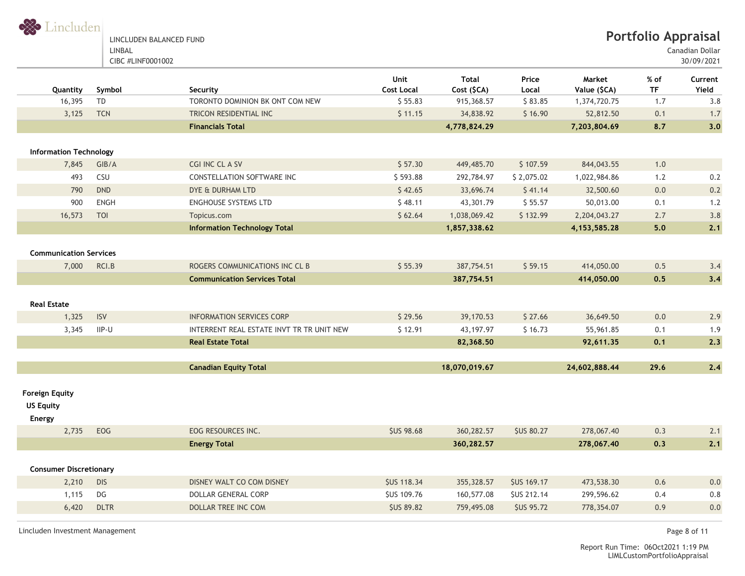LINCLUDEN BALANCED FUND
LINBAL
CIBC #LINF0001002

# Portfolio Appraisal

Canadian Dollar
30/09/2021

| Quantity | Symbol | Security | Unit Cost Local | Total Cost ($CA) | Price Local | Market Value ($CA) | % of TF | Current Yield |
|---|---|---|---|---|---|---|---|---|
| 16,395 | TD | TORONTO DOMINION BK ONT COM NEW | $ 55.83 | 915,368.57 | $ 83.85 | 1,374,720.75 | 1.7 | 3.8 |
| 3,125 | TCN | TRICON RESIDENTIAL INC | $ 11.15 | 34,838.92 | $ 16.90 | 52,812.50 | 0.1 | 1.7 |
| | | **Financials Total** | | **4,778,824.29** | | **7,203,804.69** | **8.7** | **3.0** |
| **Information Technology** | | | | | | | | |
| 7,845 | GIB/A | CGI INC CL A SV | $ 57.30 | 449,485.70 | $ 107.59 | 844,043.55 | 1.0 | |
| 493 | CSU | CONSTELLATION SOFTWARE INC | $ 593.88 | 292,784.97 | $ 2,075.02 | 1,022,984.86 | 1.2 | 0.2 |
| 790 | DND | DYE & DURHAM LTD | $ 42.65 | 33,696.74 | $ 41.14 | 32,500.60 | 0.0 | 0.2 |
| 900 | ENGH | ENGHOUSE SYSTEMS LTD | $ 48.11 | 43,301.79 | $ 55.57 | 50,013.00 | 0.1 | 1.2 |
| 16,573 | TOI | Topicus.com | $ 62.64 | 1,038,069.42 | $ 132.99 | 2,204,043.27 | 2.7 | 3.8 |
| | | **Information Technology Total** | | **1,857,338.62** | | **4,153,585.28** | **5.0** | **2.1** |
| **Communication Services** | | | | | | | | |
| 7,000 | RCI.B | ROGERS COMMUNICATIONS INC CL B | $ 55.39 | 387,754.51 | $ 59.15 | 414,050.00 | 0.5 | 3.4 |
| | | **Communication Services Total** | | **387,754.51** | | **414,050.00** | **0.5** | **3.4** |
| **Real Estate** | | | | | | | | |
| 1,325 | ISV | INFORMATION SERVICES CORP | $ 29.56 | 39,170.53 | $ 27.66 | 36,649.50 | 0.0 | 2.9 |
| 3,345 | IIP-U | INTERRENT REAL ESTATE INVT TR TR UNIT NEW | $ 12.91 | 43,197.97 | $ 16.73 | 55,961.85 | 0.1 | 1.9 |
| | | **Real Estate Total** | | **82,368.50** | | **92,611.35** | **0.1** | **2.3** |
| | | **Canadian Equity Total** | | **18,070,019.67** | | **24,602,888.44** | **29.6** | **2.4** |
| **Foreign Equity** | | | | | | | | |
| **US Equity** | | | | | | | | |
| **Energy** | | | | | | | | |
| 2,735 | EOG | EOG RESOURCES INC. | $US 98.68 | 360,282.57 | $US 80.27 | 278,067.40 | 0.3 | 2.1 |
| | | **Energy Total** | | **360,282.57** | | **278,067.40** | **0.3** | **2.1** |
| **Consumer Discretionary** | | | | | | | | |
| 2,210 | DIS | DISNEY WALT CO COM DISNEY | $US 118.34 | 355,328.57 | $US 169.17 | 473,538.30 | 0.6 | 0.0 |
| 1,115 | DG | DOLLAR GENERAL CORP | $US 109.76 | 160,577.08 | $US 212.14 | 299,596.62 | 0.4 | 0.8 |
| 6,420 | DLTR | DOLLAR TREE INC COM | $US 89.82 | 759,495.08 | $US 95.72 | 778,354.07 | 0.9 | 0.0 |

Lincluden Investment Management

Report Run Time: 06Oct2021 1:19 PM
LIMLCustomPortfolioAppraisal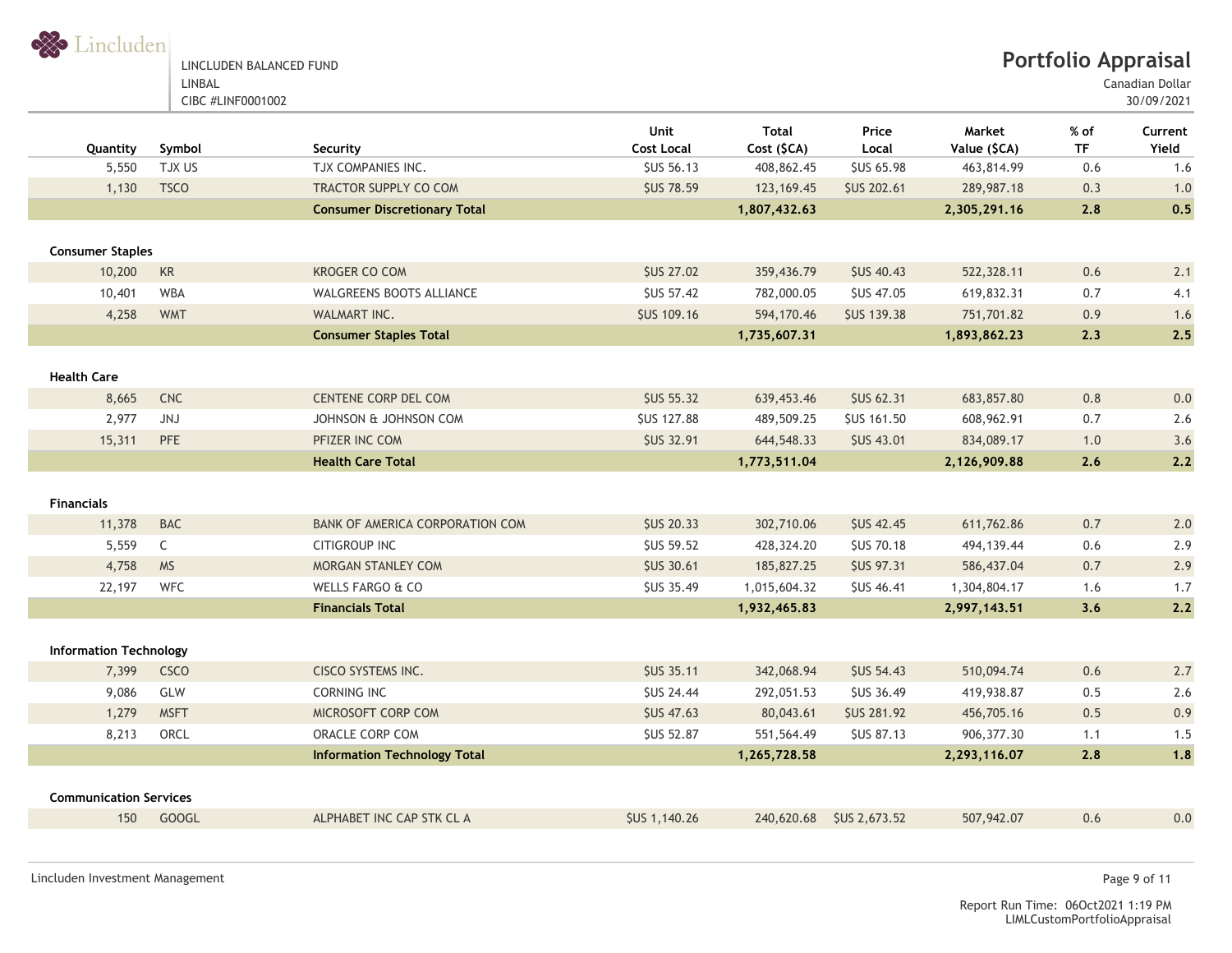LINCLUDEN BALANCED FUND
LINBAL
CIBC #LINF0001002

# Portfolio Appraisal

Canadian Dollar
30/09/2021

| Quantity | Symbol | Security | Unit Cost Local | Total Cost ($CA) | Price Local | Market Value ($CA) | % of TF | Current Yield |
|---|---|---|---|---|---|---|---|---|
| 5,550 | TJX US | TJX COMPANIES INC. | $US 56.13 | 408,862.45 | $US 65.98 | 463,814.99 | 0.6 | 1.6 |
| 1,130 | TSCO | TRACTOR SUPPLY CO COM | $US 78.59 | 123,169.45 | $US 202.61 | 289,987.18 | 0.3 | 1.0 |
| | | **Consumer Discretionary Total** | | **1,807,432.63** | | **2,305,291.16** | **2.8** | **0.5** |
| **Consumer Staples** | | | | | | | | |
| 10,200 | KR | KROGER CO COM | $US 27.02 | 359,436.79 | $US 40.43 | 522,328.11 | 0.6 | 2.1 |
| 10,401 | WBA | WALGREENS BOOTS ALLIANCE | $US 57.42 | 782,000.05 | $US 47.05 | 619,832.31 | 0.7 | 4.1 |
| 4,258 | WMT | WALMART INC. | $US 109.16 | 594,170.46 | $US 139.38 | 751,701.82 | 0.9 | 1.6 |
| | | **Consumer Staples Total** | | **1,735,607.31** | | **1,893,862.23** | **2.3** | **2.5** |
| **Health Care** | | | | | | | | |
| 8,665 | CNC | CENTENE CORP DEL COM | $US 55.32 | 639,453.46 | $US 62.31 | 683,857.80 | 0.8 | 0.0 |
| 2,977 | JNJ | JOHNSON & JOHNSON COM | $US 127.88 | 489,509.25 | $US 161.50 | 608,962.91 | 0.7 | 2.6 |
| 15,311 | PFE | PFIZER INC COM | $US 32.91 | 644,548.33 | $US 43.01 | 834,089.17 | 1.0 | 3.6 |
| | | **Health Care Total** | | **1,773,511.04** | | **2,126,909.88** | **2.6** | **2.2** |
| **Financials** | | | | | | | | |
| 11,378 | BAC | BANK OF AMERICA CORPORATION COM | $US 20.33 | 302,710.06 | $US 42.45 | 611,762.86 | 0.7 | 2.0 |
| 5,559 | C | CITIGROUP INC | $US 59.52 | 428,324.20 | $US 70.18 | 494,139.44 | 0.6 | 2.9 |
| 4,758 | MS | MORGAN STANLEY COM | $US 30.61 | 185,827.25 | $US 97.31 | 586,437.04 | 0.7 | 2.9 |
| 22,197 | WFC | WELLS FARGO & CO | $US 35.49 | 1,015,604.32 | $US 46.41 | 1,304,804.17 | 1.6 | 1.7 |
| | | **Financials Total** | | **1,932,465.83** | | **2,997,143.51** | **3.6** | **2.2** |
| **Information Technology** | | | | | | | | |
| 7,399 | CSCO | CISCO SYSTEMS INC. | $US 35.11 | 342,068.94 | $US 54.43 | 510,094.74 | 0.6 | 2.7 |
| 9,086 | GLW | CORNING INC | $US 24.44 | 292,051.53 | $US 36.49 | 419,938.87 | 0.5 | 2.6 |
| 1,279 | MSFT | MICROSOFT CORP COM | $US 47.63 | 80,043.61 | $US 281.92 | 456,705.16 | 0.5 | 0.9 |
| 8,213 | ORCL | ORACLE CORP COM | $US 52.87 | 551,564.49 | $US 87.13 | 906,377.30 | 1.1 | 1.5 |
| | | **Information Technology Total** | | **1,265,728.58** | | **2,293,116.07** | **2.8** | **1.8** |
| **Communication Services** | | | | | | | | |
| 150 | GOOGL | ALPHABET INC CAP STK CL A | $US 1,140.26 | 240,620.68 | $US 2,673.52 | 507,942.07 | 0.6 | 0.0 |

Lincluden Investment Management

Report Run Time: 06Oct2021 1:19 PM
LIMLCustomPortfolioAppraisal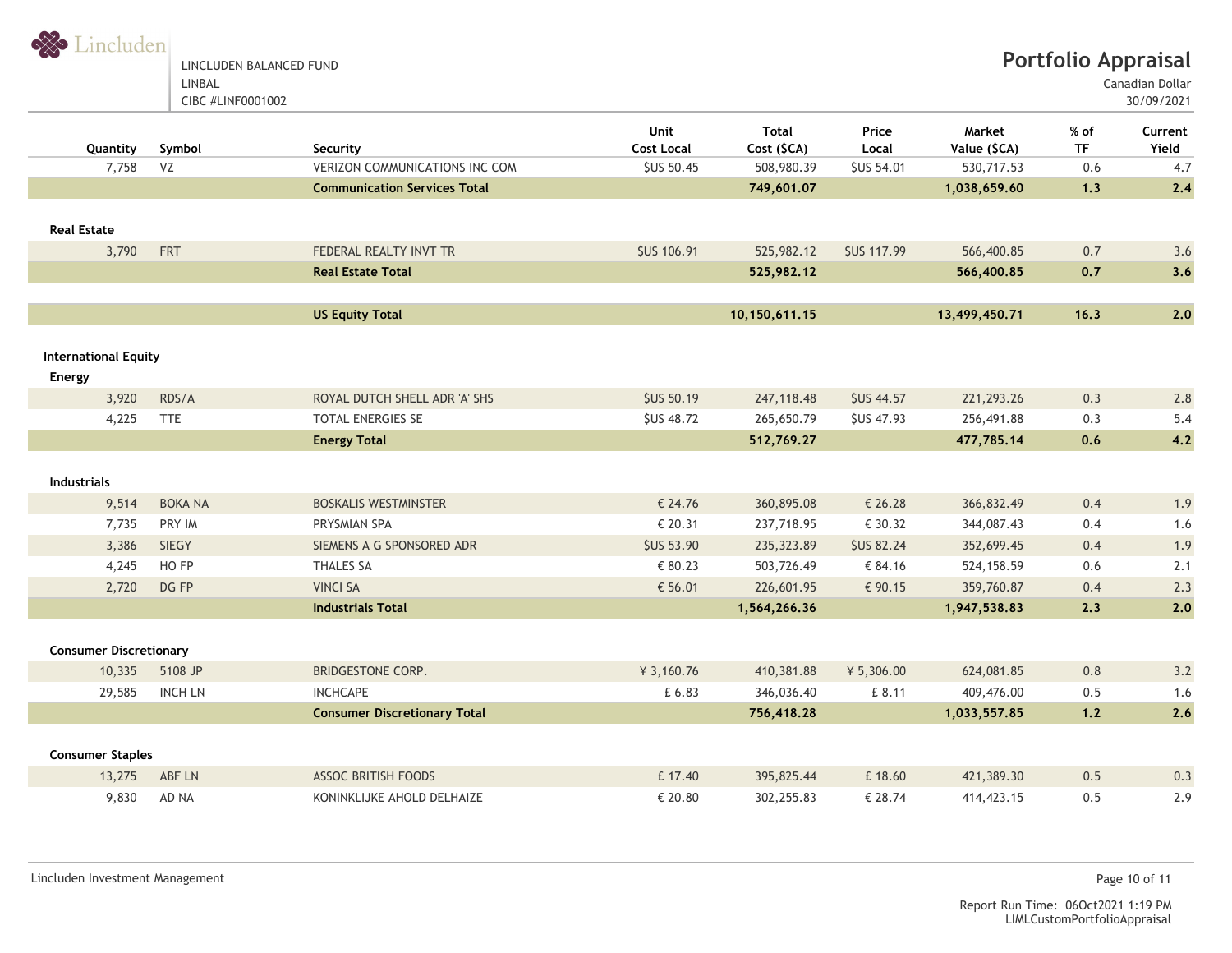LINCLUDEN BALANCED FUND
LINBAL
CIBC #LINF0001002

# Portfolio Appraisal

Canadian Dollar
30/09/2021

| Quantity | Symbol | Security | Unit Cost Local | Total Cost ($CA) | Price Local | Market Value ($CA) | % of TF | Current Yield |
|---|---|---|---|---|---|---|---|---|
| 7,758 | VZ | VERIZON COMMUNICATIONS INC COM | $US 50.45 | 508,980.39 | $US 54.01 | 530,717.53 | 0.6 | 4.7 |
| | | **Communication Services Total** | | **749,601.07** | | **1,038,659.60** | **1.3** | **2.4** |
| **Real Estate** | | | | | | | | |
| 3,790 | FRT | FEDERAL REALTY INVT TR | $US 106.91 | 525,982.12 | $US 117.99 | 566,400.85 | 0.7 | 3.6 |
| | | **Real Estate Total** | | **525,982.12** | | **566,400.85** | **0.7** | **3.6** |
| | | **US Equity Total** | | **10,150,611.15** | | **13,499,450.71** | **16.3** | **2.0** |
| **International Equity** | | | | | | | | |
| **Energy** | | | | | | | | |
| 3,920 | RDS/A | ROYAL DUTCH SHELL ADR 'A' SHS | $US 50.19 | 247,118.48 | $US 44.57 | 221,293.26 | 0.3 | 2.8 |
| 4,225 | TTE | TOTAL ENERGIES SE | $US 48.72 | 265,650.79 | $US 47.93 | 256,491.88 | 0.3 | 5.4 |
| | | **Energy Total** | | **512,769.27** | | **477,785.14** | **0.6** | **4.2** |
| **Industrials** | | | | | | | | |
| 9,514 | BOKA NA | BOSKALIS WESTMINSTER | € 24.76 | 360,895.08 | € 26.28 | 366,832.49 | 0.4 | 1.9 |
| 7,735 | PRY IM | PRYSMIAN SPA | € 20.31 | 237,718.95 | € 30.32 | 344,087.43 | 0.4 | 1.6 |
| 3,386 | SIEGY | SIEMENS A G SPONSORED ADR | $US 53.90 | 235,323.89 | $US 82.24 | 352,699.45 | 0.4 | 1.9 |
| 4,245 | HO FP | THALES SA | € 80.23 | 503,726.49 | € 84.16 | 524,158.59 | 0.6 | 2.1 |
| 2,720 | DG FP | VINCI SA | € 56.01 | 226,601.95 | € 90.15 | 359,760.87 | 0.4 | 2.3 |
| | | **Industrials Total** | | **1,564,266.36** | | **1,947,538.83** | **2.3** | **2.0** |
| **Consumer Discretionary** | | | | | | | | |
| 10,335 | 5108 JP | BRIDGESTONE CORP. | ¥ 3,160.76 | 410,381.88 | ¥ 5,306.00 | 624,081.85 | 0.8 | 3.2 |
| 29,585 | INCH LN | INCHCAPE | £ 6.83 | 346,036.40 | £ 8.11 | 409,476.00 | 0.5 | 1.6 |
| | | **Consumer Discretionary Total** | | **756,418.28** | | **1,033,557.85** | **1.2** | **2.6** |
| **Consumer Staples** | | | | | | | | |
| 13,275 | ABF LN | ASSOC BRITISH FOODS | £ 17.40 | 395,825.44 | £ 18.60 | 421,389.30 | 0.5 | 0.3 |
| 9,830 | AD NA | KONINKLIJKE AHOLD DELHAIZE | € 20.80 | 302,255.83 | € 28.74 | 414,423.15 | 0.5 | 2.9 |

Lincluden Investment Management

Report Run Time: 06Oct2021 1:19 PM
LIMLCustomPortfolioAppraisal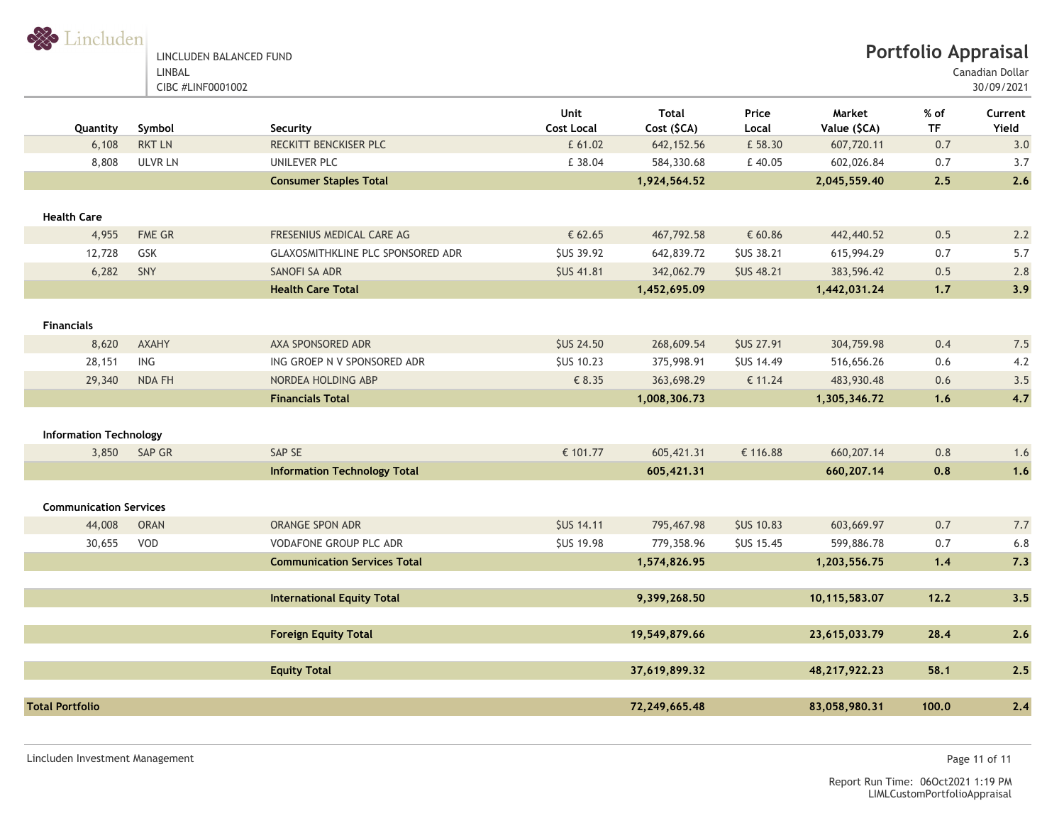LINCLUDEN BALANCED FUND
LINBAL
CIBC #LINF0001002

# Portfolio Appraisal

Canadian Dollar
30/09/2021

| Quantity | Symbol | Security | Unit Cost Local | Total Cost ($CA) | Price Local | Market Value ($CA) | % of TF | Current Yield |
|---|---|---|---|---|---|---|---|---|
| 6,108 | RKT LN | RECKITT BENCKISER PLC | £ 61.02 | 642,152.56 | £ 58.30 | 607,720.11 | 0.7 | 3.0 |
| 8,808 | ULVR LN | UNILEVER PLC | £ 38.04 | 584,330.68 | £ 40.05 | 602,026.84 | 0.7 | 3.7 |
| | | **Consumer Staples Total** | | **1,924,564.52** | | **2,045,559.40** | **2.5** | **2.6** |
| **Health Care** | | | | | | | | |
| 4,955 | FME GR | FRESENIUS MEDICAL CARE AG | € 62.65 | 467,792.58 | € 60.86 | 442,440.52 | 0.5 | 2.2 |
| 12,728 | GSK | GLAXOSMITHKLINE PLC SPONSORED ADR | $US 39.92 | 642,839.72 | $US 38.21 | 615,994.29 | 0.7 | 5.7 |
| 6,282 | SNY | SANOFI SA ADR | $US 41.81 | 342,062.79 | $US 48.21 | 383,596.42 | 0.5 | 2.8 |
| | | **Health Care Total** | | **1,452,695.09** | | **1,442,031.24** | **1.7** | **3.9** |
| **Financials** | | | | | | | | |
| 8,620 | AXAHY | AXA SPONSORED ADR | $US 24.50 | 268,609.54 | $US 27.91 | 304,759.98 | 0.4 | 7.5 |
| 28,151 | ING | ING GROEP N V SPONSORED ADR | $US 10.23 | 375,998.91 | $US 14.49 | 516,656.26 | 0.6 | 4.2 |
| 29,340 | NDA FH | NORDEA HOLDING ABP | € 8.35 | 363,698.29 | € 11.24 | 483,930.48 | 0.6 | 3.5 |
| | | **Financials Total** | | **1,008,306.73** | | **1,305,346.72** | **1.6** | **4.7** |
| **Information Technology** | | | | | | | | |
| 3,850 | SAP GR | SAP SE | € 101.77 | 605,421.31 | € 116.88 | 660,207.14 | 0.8 | 1.6 |
| | | **Information Technology Total** | | **605,421.31** | | **660,207.14** | **0.8** | **1.6** |
| **Communication Services** | | | | | | | | |
| 44,008 | ORAN | ORANGE SPON ADR | $US 14.11 | 795,467.98 | $US 10.83 | 603,669.97 | 0.7 | 7.7 |
| 30,655 | VOD | VODAFONE GROUP PLC ADR | $US 19.98 | 779,358.96 | $US 15.45 | 599,886.78 | 0.7 | 6.8 |
| | | **Communication Services Total** | | **1,574,826.95** | | **1,203,556.75** | **1.4** | **7.3** |
| | | **International Equity Total** | | **9,399,268.50** | | **10,115,583.07** | **12.2** | **3.5** |
| | | **Foreign Equity Total** | | **19,549,879.66** | | **23,615,033.79** | **28.4** | **2.6** |
| | | **Equity Total** | | **37,619,899.32** | | **48,217,922.23** | **58.1** | **2.5** |
| **Total Portfolio** | | | | **72,249,665.48** | | **83,058,980.31** | **100.0** | **2.4** |

Lincluden Investment Management

Report Run Time: 06Oct2021 1:19 PM
LIMLCustomPortfolioAppraisal